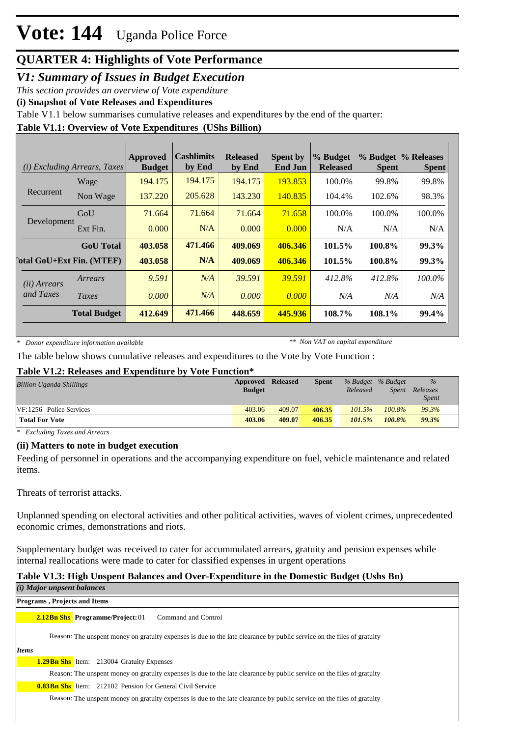# Vote: 144 Uganda Police Force

## QUARTER 4: Highlights of Vote Performance

### *V1: Summary of Issues in Budget Execution*

*This section provides an overview of Vote expenditure*

**(i) Snapshot of Vote Releases and Expenditures**

Table V1.1 below summarises cumulative releases and expenditures by the end of the quarter:

**Table V1.1: Overview of Vote Expenditures (UShs Billion)**

| *(i) Excluding Arrears, Taxes* | | Approved Budget | Cashlimits by End | Released by End | Spent by End Jun | % Budget Released | % Budget Spent | % Releases Spent |
|---|---|---|---|---|---|---|---|---|
| Recurrent | Wage | 194.175 | 194.175 | 194.175 | 193.853 | 100.0% | 99.8% | 99.8% |
| | Non Wage | 137.220 | 205.628 | 143.230 | 140.835 | 104.4% | 102.6% | 98.3% |
| Development | GoU | 71.664 | 71.664 | 71.664 | 71.658 | 100.0% | 100.0% | 100.0% |
| | Ext Fin. | 0.000 | N/A | 0.000 | 0.000 | N/A | N/A | N/A |
| | **GoU Total** | **403.058** | **471.466** | **409.069** | **406.346** | **101.5%** | **100.8%** | **99.3%** |
| **Total GoU+Ext Fin. (MTEF)** | | **403.058** | **N/A** | **409.069** | **406.346** | **101.5%** | **100.8%** | **99.3%** |
| *(ii) Arrears and Taxes* | *Arrears* | *9.591* | *N/A* | *39.591* | *39.591* | *412.8%* | *412.8%* | *100.0%* |
| | *Taxes* | *0.000* | *N/A* | *0.000* | *0.000* | *N/A* | *N/A* | *N/A* |
| | **Total Budget** | **412.649** | **471.466** | **448.659** | **445.936** | **108.7%** | **108.1%** | **99.4%** |

*\* Donor expenditure information available* *\*\* Non VAT on capital expenditure*

The table below shows cumulative releases and expenditures to the Vote by Vote Function :

**Table V1.2: Releases and Expenditure by Vote Function\***

| *Billion Uganda Shillings* | Approved Budget | Released | Spent | *% Budget Released* | *% Budget Spent* | *% Releases Spent* |
|---|---|---|---|---|---|---|
| VF:1256 Police Services | 403.06 | 409.07 | 406.35 | *101.5%* | *100.8%* | *99.3%* |
| **Total For Vote** | **403.06** | **409.07** | **406.35** | ***101.5%*** | ***100.8%*** | ***99.3%*** |

*\* Excluding Taxes and Arrears*

**(ii) Matters to note in budget execution**

Feeding of personnel in operations and the accompanying expenditure on fuel, vehicle maintenance and related items.

Threats of terrorist attacks.

Unplanned spending on electoral activities and other political activities, waves of violent crimes, unprecedented economic crimes, demonstrations and riots.

Supplementary budget was received to cater for accummulated arrears, gratuity and pension expenses while internal reallocations were made to cater for classified expenses in urgent operations

**Table V1.3: High Unspent Balances and Over-Expenditure in the Domestic Budget (Ushs Bn)**

***(i) Major unpsent balances***

**Programs , Projects and Items**

**2.12Bn Shs** **Programme/Project:** 01 Command and Control

Reason: The unspent money on gratuity expenses is due to the late clearance by public service on the files of gratuity

***Items***

**1.29Bn Shs** Item: 213004 Gratuity Expenses

Reason: The unspent money on gratuity expenses is due to the late clearance by public service on the files of gratuity

**0.83Bn Shs** Item: 212102 Pension for General Civil Service

Reason: The unspent money on gratuity expenses is due to the late clearance by public service on the files of gratuity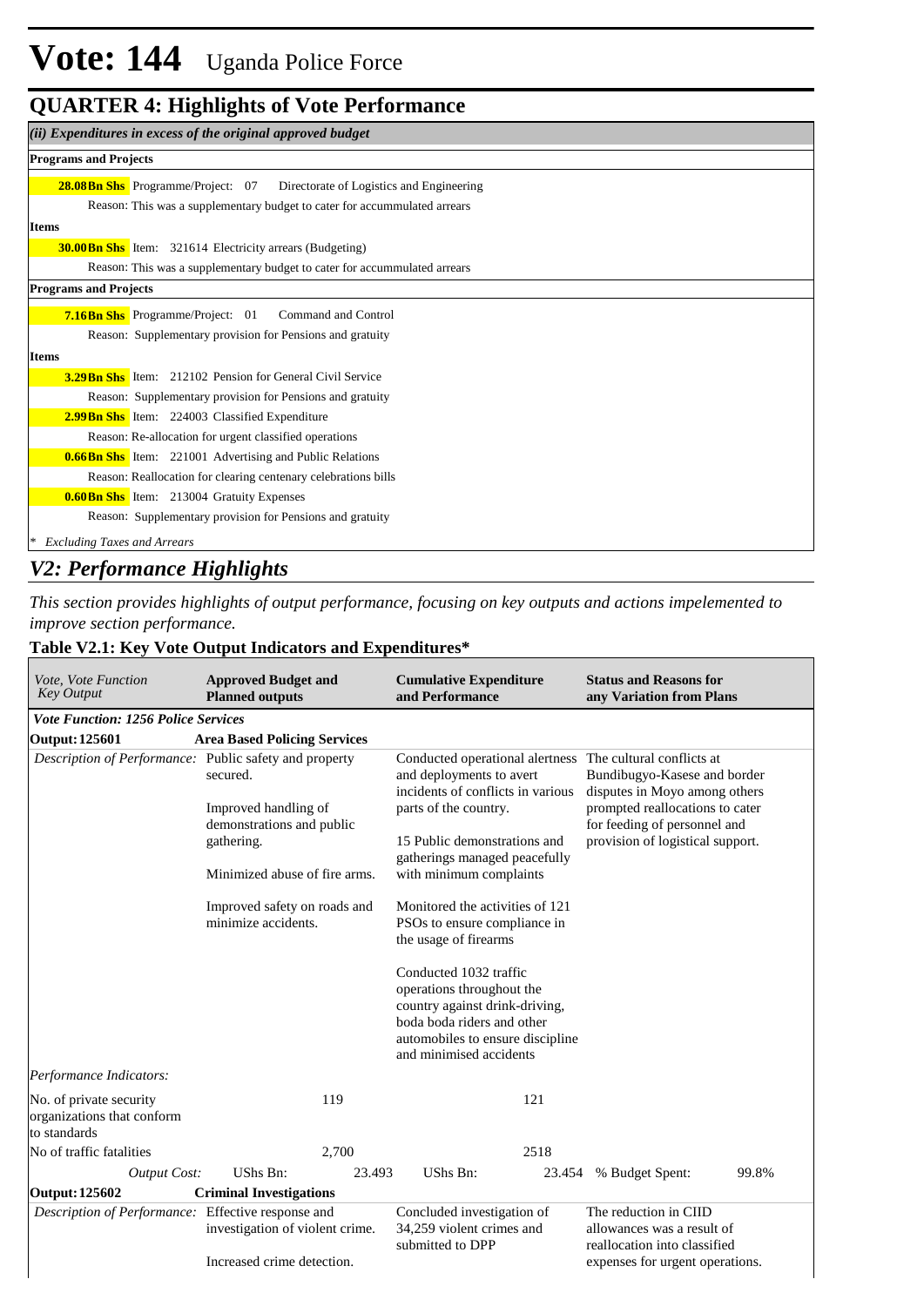# Vote: 144 Uganda Police Force

## QUARTER 4: Highlights of Vote Performance

*(ii) Expenditures in excess of the original approved budget*

**Programs and Projects**

**28.08Bn Shs** Programme/Project: 07 Directorate of Logistics and Engineering

Reason: This was a supplementary budget to cater for accumulated arrears

**Items**

**30.00Bn Shs** Item: 321614 Electricity arrears (Budgeting)

Reason: This was a supplementary budget to cater for accumulated arrears

**Programs and Projects**

**7.16Bn Shs** Programme/Project: 01 Command and Control

Reason: Supplementary provision for Pensions and gratuity

**Items**

**3.29Bn Shs** Item: 212102 Pension for General Civil Service

Reason: Supplementary provision for Pensions and gratuity

**2.99Bn Shs** Item: 224003 Classified Expenditure

Reason: Re-allocation for urgent classified operations

**0.66Bn Shs** Item: 221001 Advertising and Public Relations

Reason: Reallocation for clearing centenary celebrations bills

**0.60Bn Shs** Item: 213004 Gratuity Expenses

Reason: Supplementary provision for Pensions and gratuity

* *Excluding Taxes and Arrears*

## *V2: Performance Highlights*

*This section provides highlights of output performance, focusing on key outputs and actions impelemented to improve section performance.*

### Table V2.1: Key Vote Output Indicators and Expenditures*

| *Vote, Vote Function Key Output* | **Approved Budget and Planned outputs** | **Cumulative Expenditure and Performance** | **Status and Reasons for any Variation from Plans** |
|---|---|---|---|
| ***Vote Function: 1256 Police Services*** | | | |
| **Output: 125601** | **Area Based Policing Services** | | |
| *Description of Performance:* | Public safety and property secured.<br><br>Improved handling of demonstrations and public gathering.<br><br>Minimized abuse of fire arms.<br><br>Improved safety on roads and minimize accidents. | Conducted operational alertness and deployments to avert incidents of conflicts in various parts of the country.<br><br>15 Public demonstrations and gatherings managed peacefully with minimum complaints<br><br>Monitored the activities of 121 PSOs to ensure compliance in the usage of firearms<br><br>Conducted 1032 traffic operations throughout the country against drink-driving, boda boda riders and other automobiles to ensure discipline and minimised accidents | The cultural conflicts at Bundibugyo-Kasese and border disputes in Moyo among others prompted reallocations to cater for feeding of personnel and provision of logistical support. |
| *Performance Indicators:* | | | |
| No. of private security organizations that conform to standards | 119 | 121 | |
| No of traffic fatalities | 2,700 | 2518 | |
| *Output Cost:* | UShs Bn: 23.493 | UShs Bn: 23.454 | % Budget Spent: 99.8% |
| **Output: 125602** | **Criminal Investigations** | | |
| *Description of Performance:* | Effective response and investigation of violent crime.<br><br>Increased crime detection. | Concluded investigation of 34,259 violent crimes and submitted to DPP | The reduction in CIID allowances was a result of reallocation into classified expenses for urgent operations. |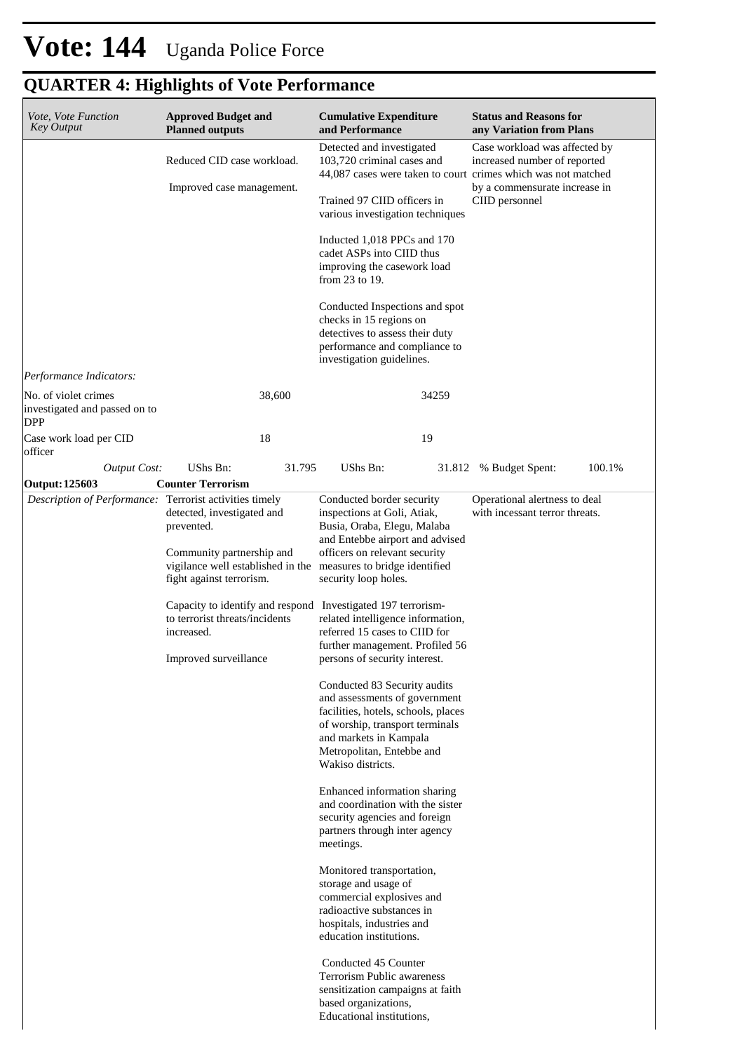# Vote: 144 Uganda Police Force

## QUARTER 4: Highlights of Vote Performance

| *Vote, Vote Function Key Output* | **Approved Budget and Planned outputs** | | **Cumulative Expenditure and Performance** | | **Status and Reasons for any Variation from Plans** | |
|---|---|---|---|---|---|---|
| | Reduced CID case workload.<br><br>Improved case management. | | Detected and investigated 103,720 criminal cases and 44,087 cases were taken to court<br><br>Trained 97 CIID officers in various investigation techniques<br><br>Inducted 1,018 PPCs and 170 cadet ASPs into CIID thus improving the casework load from 23 to 19.<br><br>Conducted Inspections and spot checks in 15 regions on detectives to assess their duty performance and compliance to investigation guidelines. | | Case workload was affected by increased number of reported crimes which was not matched by a commensurate increase in CIID personnel | |
| *Performance Indicators:* | | | | | | |
| No. of violet crimes investigated and passed on to DPP | | 38,600 | | 34259 | | |
| Case work load per CID officer | | 18 | | 19 | | |
| *Output Cost:* | UShs Bn: | 31.795 | UShs Bn: | 31.812 | % Budget Spent: | 100.1% |
| **Output: 125603** | **Counter Terrorism** | | | | | |
| *Description of Performance:* | Terrorist activities timely detected, investigated and prevented.<br><br>Community partnership and vigilance well established in the fight against terrorism.<br><br>Capacity to identify and respond to terrorist threats/incidents increased.<br><br>Improved surveillance | | Conducted border security inspections at Goli, Atiak, Busia, Oraba, Elegu, Malaba and Entebbe airport and advised officers on relevant security measures to bridge identified security loop holes.<br><br>Investigated 197 terrorism-related intelligence information, referred 15 cases to CIID for further management. Profiled 56 persons of security interest.<br><br>Conducted 83 Security audits and assessments of government facilities, hotels, schools, places of worship, transport terminals and markets in Kampala Metropolitan, Entebbe and Wakiso districts.<br><br>Enhanced information sharing and coordination with the sister security agencies and foreign partners through inter agency meetings.<br><br>Monitored transportation, storage and usage of commercial explosives and radioactive substances in hospitals, industries and education institutions.<br><br>Conducted 45 Counter Terrorism Public awareness sensitization campaigns at faith based organizations, Educational institutions, | | Operational alertness to deal with incessant terror threats. | |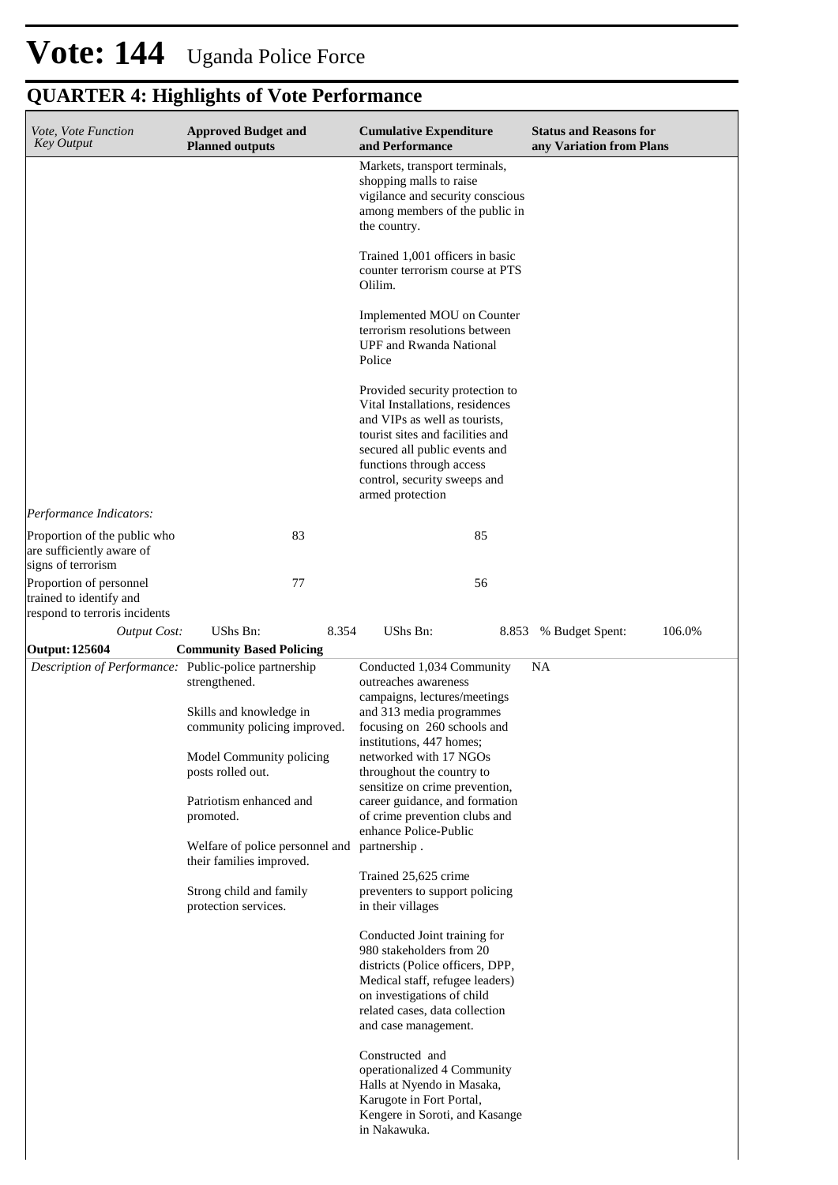# Vote: 144 Uganda Police Force

## QUARTER 4: Highlights of Vote Performance

| *Vote, Vote Function Key Output* | **Approved Budget and Planned outputs** | **Cumulative Expenditure and Performance** | **Status and Reasons for any Variation from Plans** |
|---|---|---|---|
| | | Markets, transport terminals, shopping malls to raise vigilance and security conscious among members of the public in the country.<br><br>Trained 1,001 officers in basic counter terrorism course at PTS Olilim.<br><br>Implemented MOU on Counter terrorism resolutions between UPF and Rwanda National Police<br><br>Provided security protection to Vital Installations, residences and VIPs as well as tourists, tourist sites and facilities and secured all public events and functions through access control, security sweeps and armed protection | |
| *Performance Indicators:* | | | |
| Proportion of the public who are sufficiently aware of signs of terrorism | 83 | 85 | |
| Proportion of personnel trained to identify and respond to terroris incidents | 77 | 56 | |
| *Output Cost:* | UShs Bn: 8.354 | UShs Bn: 8.853 | % Budget Spent: 106.0% |
| **Output: 125604** | **Community Based Policing** | | |
| *Description of Performance:* | Public-police partnership strengthened.<br><br>Skills and knowledge in community policing improved.<br><br>Model Community policing posts rolled out.<br><br>Patriotism enhanced and promoted.<br><br>Welfare of police personnel and their families improved.<br><br>Strong child and family protection services. | Conducted 1,034 Community outreaches awareness campaigns, lectures/meetings and 313 media programmes focusing on 260 schools and institutions, 447 homes; networked with 17 NGOs throughout the country to sensitize on crime prevention, career guidance, and formation of crime prevention clubs and enhance Police-Public partnership .<br><br>Trained 25,625 crime preventers to support policing in their villages<br><br>Conducted Joint training for 980 stakeholders from 20 districts (Police officers, DPP, Medical staff, refugee leaders) on investigations of child related cases, data collection and case management.<br><br>Constructed and operationalized 4 Community Halls at Nyendo in Masaka, Karugote in Fort Portal, Kengere in Soroti, and Kasange in Nakawuka. | NA |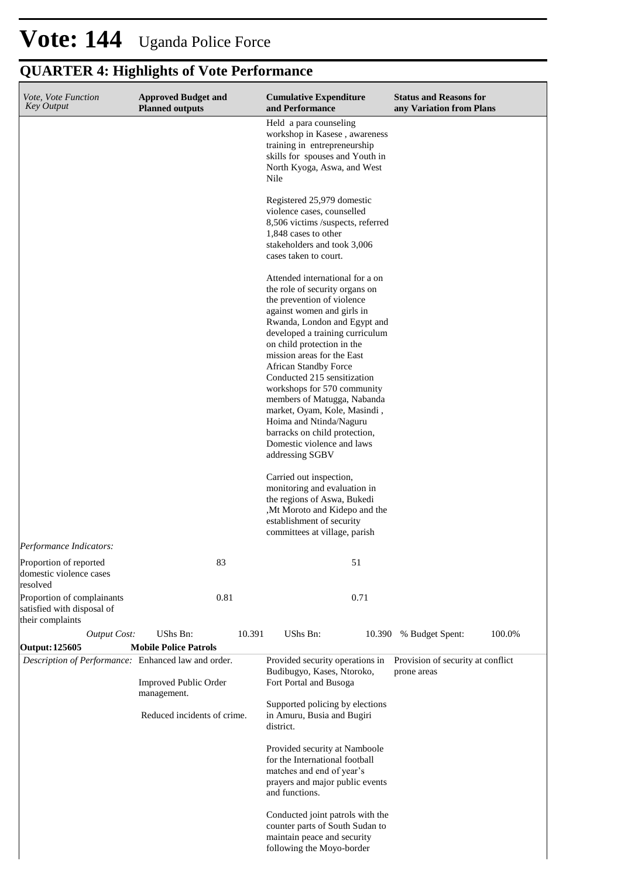# Vote: 144 Uganda Police Force

## QUARTER 4: Highlights of Vote Performance

| *Vote, Vote Function Key Output* | **Approved Budget and Planned outputs** | **Cumulative Expenditure and Performance** | **Status and Reasons for any Variation from Plans** |
|---|---|---|---|
| | | Held a para counseling workshop in Kasese , awareness training in entrepreneurship skills for spouses and Youth in North Kyoga, Aswa, and West Nile<br><br>Registered 25,979 domestic violence cases, counselled 8,506 victims /suspects, referred 1,848 cases to other stakeholders and took 3,006 cases taken to court.<br><br>Attended international for a on the role of security organs on the prevention of violence against women and girls in Rwanda, London and Egypt and developed a training curriculum on child protection in the mission areas for the East African Standby Force Conducted 215 sensitization workshops for 570 community members of Matugga, Nabanda market, Oyam, Kole, Masindi , Hoima and Ntinda/Naguru barracks on child protection, Domestic violence and laws addressing SGBV<br><br>Carried out inspection, monitoring and evaluation in the regions of Aswa, Bukedi ,Mt Moroto and Kidepo and the establishment of security committees at village, parish | |
| *Performance Indicators:* | | | |
| Proportion of reported domestic violence cases resolved | 83 | 51 | |
| Proportion of complainants satisfied with disposal of their complaints | 0.81 | 0.71 | |
| *Output Cost:* | UShs Bn: 10.391 | UShs Bn: 10.390 | % Budget Spent: 100.0% |
| **Output: 125605** | **Mobile Police Patrols** | | |
| *Description of Performance:* | Enhanced law and order.<br><br>Improved Public Order management.<br><br>Reduced incidents of crime. | Provided security operations in Budibugyo, Kases, Ntoroko, Fort Portal and Busoga<br><br>Supported policing by elections in Amuru, Busia and Bugiri district.<br><br>Provided security at Namboole for the International football matches and end of year's prayers and major public events and functions.<br><br>Conducted joint patrols with the counter parts of South Sudan to maintain peace and security following the Moyo-border | Provision of security at conflict prone areas |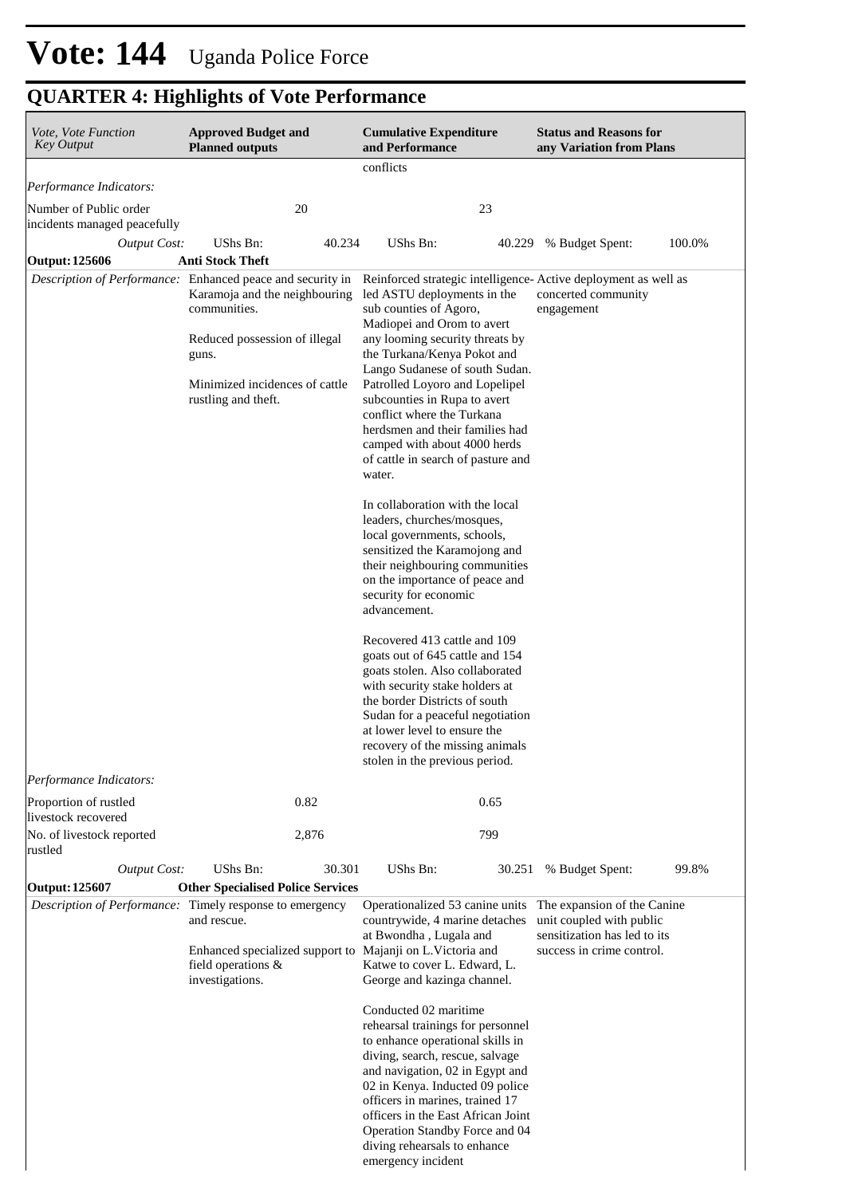# Vote: 144 Uganda Police Force

## QUARTER 4: Highlights of Vote Performance

| *Vote, Vote Function Key Output* | **Approved Budget and Planned outputs** | | **Cumulative Expenditure and Performance** | | **Status and Reasons for any Variation from Plans** | |
|---|---|---|---|---|---|---|
| | | | conflicts | | | |
| *Performance Indicators:* | | | | | | |
| Number of Public order incidents managed peacefully | | 20 | | 23 | | |
| *Output Cost:* | UShs Bn: | 40.234 | UShs Bn: | 40.229 | % Budget Spent: | 100.0% |
| **Output: 125606** | **Anti Stock Theft** | | | | | |
| *Description of Performance:* | Enhanced peace and security in Karamoja and the neighbouring communities.<br><br>Reduced possession of illegal guns.<br><br>Minimized incidences of cattle rustling and theft. | | Reinforced strategic intelligence-led ASTU deployments in the sub counties of Agoro, Madiopei and Orom to avert any looming security threats by the Turkana/Kenya Pokot and Lango Sudanese of south Sudan. Patrolled Loyoro and Lopelipel subcounties in Rupa to avert conflict where the Turkana herdsmen and their families had camped with about 4000 herds of cattle in search of pasture and water.<br><br>In collaboration with the local leaders, churches/mosques, local governments, schools, sensitized the Karamojong and their neighbouring communities on the importance of peace and security for economic advancement.<br><br>Recovered 413 cattle and 109 goats out of 645 cattle and 154 goats stolen. Also collaborated with security stake holders at the border Districts of south Sudan for a peaceful negotiation at lower level to ensure the recovery of the missing animals stolen in the previous period. | | Active deployment as well as concerted community engagement | |
| *Performance Indicators:* | | | | | | |
| Proportion of rustled livestock recovered | | 0.82 | | 0.65 | | |
| No. of livestock reported rustled | | 2,876 | | 799 | | |
| *Output Cost:* | UShs Bn: | 30.301 | UShs Bn: | 30.251 | % Budget Spent: | 99.8% |
| **Output: 125607** | **Other Specialised Police Services** | | | | | |
| *Description of Performance:* | Timely response to emergency and rescue.<br><br>Enhanced specialized support to field operations & investigations. | | Operationalized 53 canine units countrywide, 4 marine detaches at Bwondha , Lugala and Majanji on L.Victoria and Katwe to cover L. Edward, L. George and kazinga channel.<br><br>Conducted 02 maritime rehearsal trainings for personnel to enhance operational skills in diving, search, rescue, salvage and navigation, 02 in Egypt and 02 in Kenya. Inducted 09 police officers in marines, trained 17 officers in the East African Joint Operation Standby Force and 04 diving rehearsals to enhance emergency incident | | The expansion of the Canine unit coupled with public sensitization has led to its success in crime control. | |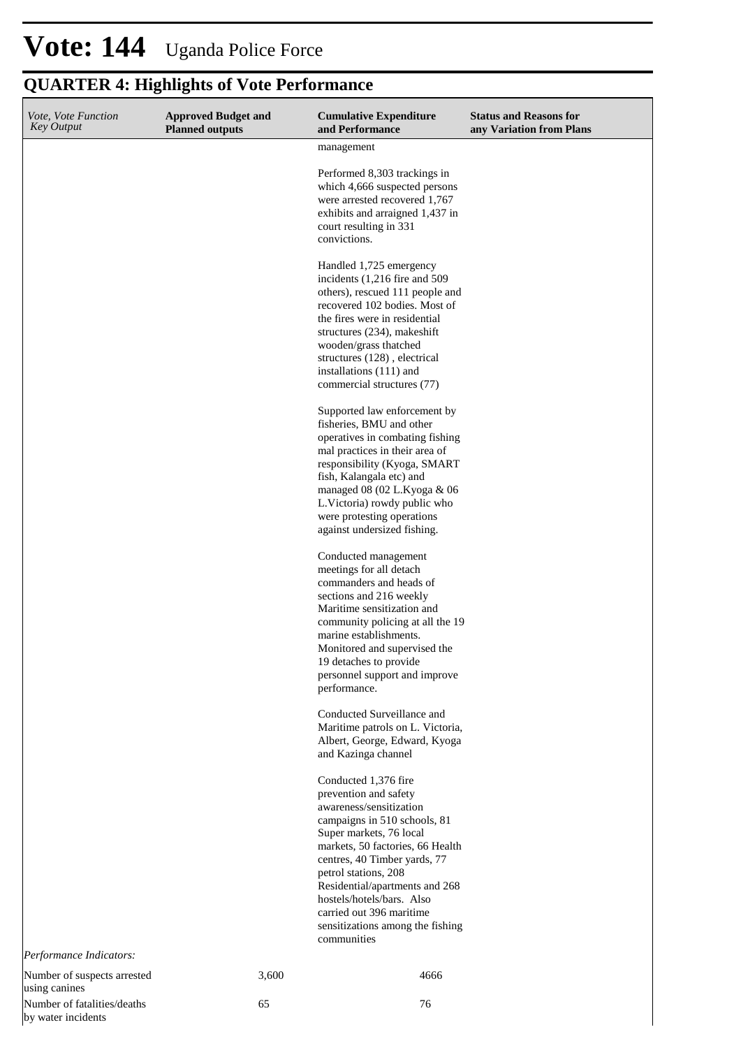# Vote: 144 Uganda Police Force

## QUARTER 4: Highlights of Vote Performance

| *Vote, Vote Function Key Output* | **Approved Budget and Planned outputs** | **Cumulative Expenditure and Performance** | **Status and Reasons for any Variation from Plans** |
|---|---|---|---|
| | | management<br><br>Performed 8,303 trackings in which 4,666 suspected persons were arrested recovered 1,767 exhibits and arraigned 1,437 in court resulting in 331 convictions.<br><br>Handled 1,725 emergency incidents (1,216 fire and 509 others), rescued 111 people and recovered 102 bodies. Most of the fires were in residential structures (234), makeshift wooden/grass thatched structures (128) , electrical installations (111) and commercial structures (77)<br><br>Supported law enforcement by fisheries, BMU and other operatives in combating fishing mal practices in their area of responsibility (Kyoga, SMART fish, Kalangala etc) and managed 08 (02 L.Kyoga & 06 L.Victoria) rowdy public who were protesting operations against undersized fishing.<br><br>Conducted management meetings for all detach commanders and heads of sections and 216 weekly Maritime sensitization and community policing at all the 19 marine establishments. Monitored and supervised the 19 detaches to provide personnel support and improve performance.<br><br>Conducted Surveillance and Maritime patrols on L. Victoria, Albert, George, Edward, Kyoga and Kazinga channel<br><br>Conducted 1,376 fire prevention and safety awareness/sensitization campaigns in 510 schools, 81 Super markets, 76 local markets, 50 factories, 66 Health centres, 40 Timber yards, 77 petrol stations, 208 Residential/apartments and 268 hostels/hotels/bars. Also carried out 396 maritime sensitizations among the fishing communities | |
| *Performance Indicators:* | | | |
| Number of suspects arrested using canines | 3,600 | 4666 | |
| Number of fatalities/deaths by water incidents | 65 | 76 | |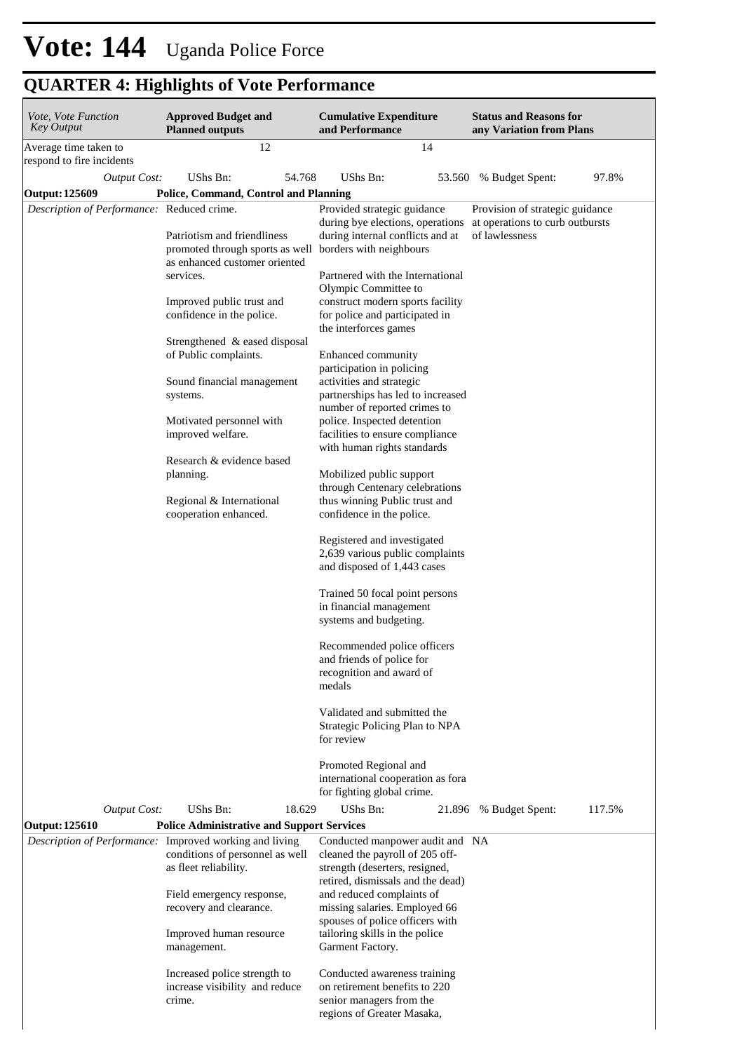# Vote: 144 Uganda Police Force

## QUARTER 4: Highlights of Vote Performance

| *Vote, Vote Function Key Output* | **Approved Budget and Planned outputs** | **Cumulative Expenditure and Performance** | **Status and Reasons for any Variation from Plans** |
|---|---|---|---|
| Average time taken to respond to fire incidents | 12 | 14 | |
| *Output Cost:* | UShs Bn: 54.768 | UShs Bn: 53.560 | % Budget Spent: 97.8% |
| **Output: 125609** | **Police, Command, Control and Planning** | | |
| *Description of Performance:* | Reduced crime.<br><br>Patriotism and friendliness promoted through sports as well as enhanced customer oriented services.<br><br>Improved public trust and confidence in the police.<br><br>Strengthened & eased disposal of Public complaints.<br><br>Sound financial management systems.<br><br>Motivated personnel with improved welfare.<br><br>Research & evidence based planning.<br><br>Regional & International cooperation enhanced. | Provided strategic guidance during bye elections, operations during internal conflicts and at borders with neighbours<br><br>Partnered with the International Olympic Committee to construct modern sports facility for police and participated in the interforces games<br><br>Enhanced community participation in policing activities and strategic partnerships has led to increased number of reported crimes to police. Inspected detention facilities to ensure compliance with human rights standards<br><br>Mobilized public support through Centenary celebrations thus winning Public trust and confidence in the police.<br><br>Registered and investigated 2,639 various public complaints and disposed of 1,443 cases<br><br>Trained 50 focal point persons in financial management systems and budgeting.<br><br>Recommended police officers and friends of police for recognition and award of medals<br><br>Validated and submitted the Strategic Policing Plan to NPA for review<br><br>Promoted Regional and international cooperation as fora for fighting global crime. | Provision of strategic guidance at operations to curb outbursts of lawlessness |
| *Output Cost:* | UShs Bn: 18.629 | UShs Bn: 21.896 | % Budget Spent: 117.5% |
| **Output: 125610** | **Police Administrative and Support Services** | | |
| *Description of Performance:* | Improved working and living conditions of personnel as well as fleet reliability.<br><br>Field emergency response, recovery and clearance.<br><br>Improved human resource management.<br><br>Increased police strength to increase visibility and reduce crime. | Conducted manpower audit and cleaned the payroll of 205 off-strength (deserters, resigned, retired, dismissals and the dead) and reduced complaints of missing salaries. Employed 66 spouses of police officers with tailoring skills in the police Garment Factory.<br><br>Conducted awareness training on retirement benefits to 220 senior managers from the regions of Greater Masaka, | NA |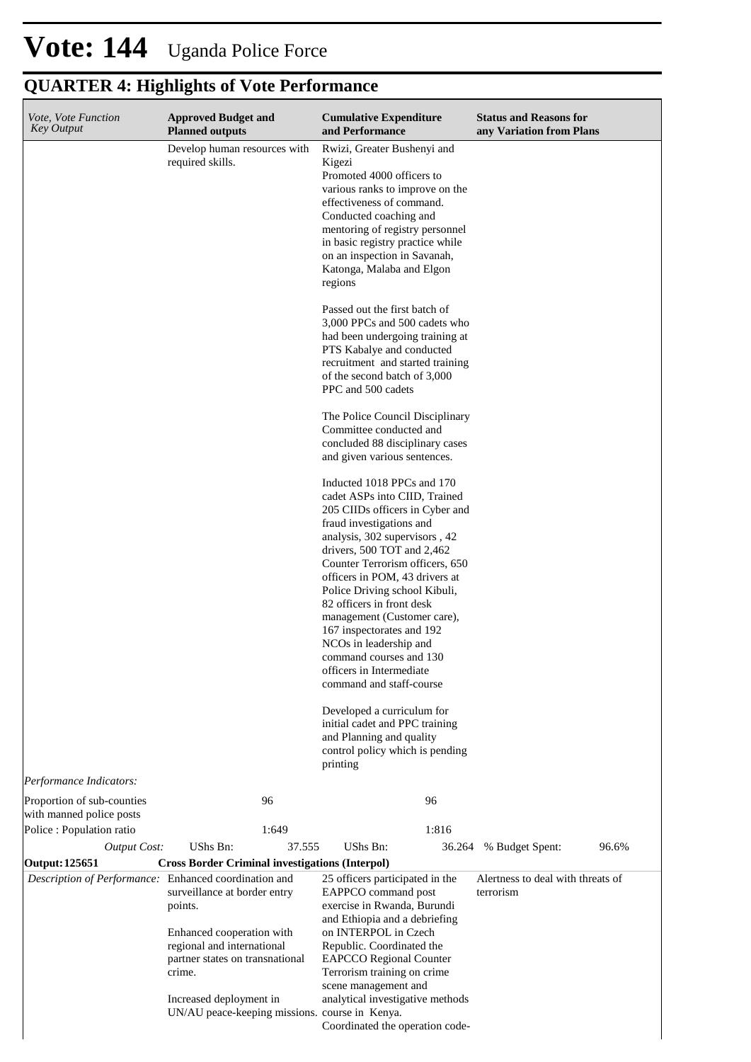# Vote: 144 Uganda Police Force

## QUARTER 4: Highlights of Vote Performance

| *Vote, Vote Function Key Output* | **Approved Budget and Planned outputs** | **Cumulative Expenditure and Performance** | **Status and Reasons for any Variation from Plans** |
|---|---|---|---|
| | Develop human resources with required skills. | Rwizi, Greater Bushenyi and Kigezi<br>Promoted 4000 officers to various ranks to improve on the effectiveness of command. Conducted coaching and mentoring of registry personnel in basic registry practice while on an inspection in Savanah, Katonga, Malaba and Elgon regions<br><br>Passed out the first batch of 3,000 PPCs and 500 cadets who had been undergoing training at PTS Kabalye and conducted recruitment and started training of the second batch of 3,000 PPC and 500 cadets<br><br>The Police Council Disciplinary Committee conducted and concluded 88 disciplinary cases and given various sentences.<br><br>Inducted 1018 PPCs and 170 cadet ASPs into CIID, Trained 205 CIIDs officers in Cyber and fraud investigations and analysis, 302 supervisors , 42 drivers, 500 TOT and 2,462 Counter Terrorism officers, 650 officers in POM, 43 drivers at Police Driving school Kibuli, 82 officers in front desk management (Customer care), 167 inspectorates and 192 NCOs in leadership and command courses and 130 officers in Intermediate command and staff-course<br><br>Developed a curriculum for initial cadet and PPC training and Planning and quality control policy which is pending printing | |
| *Performance Indicators:* | | | |
| Proportion of sub-counties with manned police posts | 96 | 96 | |
| Police : Population ratio | 1:649 | 1:816 | |
| *Output Cost:* | UShs Bn: 37.555 | UShs Bn: 36.264 | % Budget Spent: 96.6% |
| **Output: 125651** | **Cross Border Criminal investigations (Interpol)** | | |
| *Description of Performance:* | Enhanced coordination and surveillance at border entry points.<br><br>Enhanced cooperation with regional and international partner states on transnational crime.<br><br>Increased deployment in UN/AU peace-keeping missions. | 25 officers participated in the EAPPCO command post exercise in Rwanda, Burundi and Ethiopia and a debriefing on INTERPOL in Czech Republic. Coordinated the EAPCCO Regional Counter Terrorism training on crime scene management and analytical investigative methods course in Kenya.<br>Coordinated the operation code- | Alertness to deal with threats of terrorism |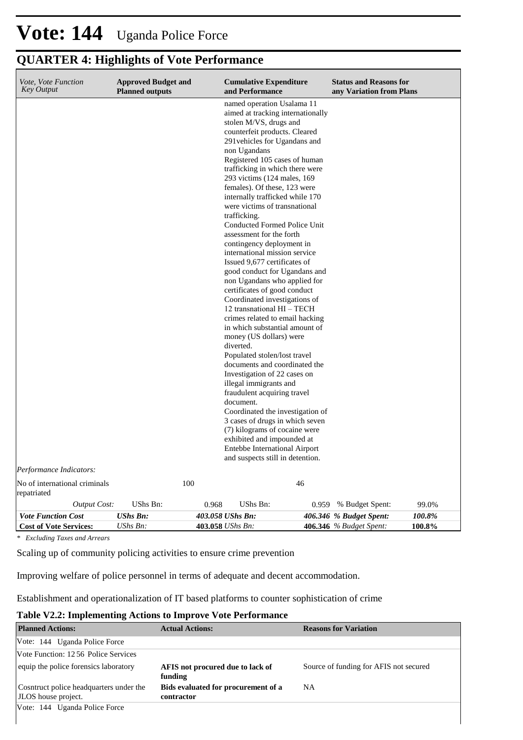# Vote: 144 Uganda Police Force

## QUARTER 4: Highlights of Vote Performance

| *Vote, Vote Function Key Output* | **Approved Budget and Planned outputs** | **Cumulative Expenditure and Performance** | **Status and Reasons for any Variation from Plans** |
|---|---|---|---|
| | | named operation Usalama 11 aimed at tracking internationally stolen M/VS, drugs and counterfeit products. Cleared 291vehicles for Ugandans and non Ugandans<br>Registered 105 cases of human trafficking in which there were 293 victims (124 males, 169 females). Of these, 123 were internally trafficked while 170 were victims of transnational trafficking.<br>Conducted Formed Police Unit assessment for the forth contingency deployment in international mission service<br>Issued 9,677 certificates of good conduct for Ugandans and non Ugandans who applied for certificates of good conduct<br>Coordinated investigations of 12 transnational HI – TECH crimes related to email hacking in which substantial amount of money (US dollars) were diverted.<br>Populated stolen/lost travel documents and coordinated the Investigation of 22 cases on illegal immigrants and fraudulent acquiring travel document.<br>Coordinated the investigation of 3 cases of drugs in which seven (7) kilograms of cocaine were exhibited and impounded at Entebbe International Airport and suspects still in detention. | |
| *Performance Indicators:* | | | |
| No of international criminals repatriated | 100 | 46 | |
| *Output Cost:* | UShs Bn: 0.968 | UShs Bn: 0.959 | % Budget Spent: 99.0% |
| ***Vote Function Cost*** | ***UShs Bn: 403.058*** | ***UShs Bn: 406.346*** | ***% Budget Spent: 100.8%*** |
| **Cost of Vote Services:** | *UShs Bn:* **403.058** | *UShs Bn:* **406.346** | *% Budget Spent:* **100.8%** |

*\* Excluding Taxes and Arrears*

Scaling up of community policing activities to ensure crime prevention

Improving welfare of police personnel in terms of adequate and decent accommodation.

Establishment and operationalization of IT based platforms to counter sophistication of crime

### Table V2.2: Implementing Actions to Improve Vote Performance

| **Planned Actions:** | **Actual Actions:** | **Reasons for Variation** |
|---|---|---|
| Vote: 144 Uganda Police Force | | |
| Vote Function: 12 56 Police Services | | |
| equip the police forensics laboratory | **AFIS not procured due to lack of funding** | Source of funding for AFIS not secured |
| Cosntruct police headquarters under the JLOS house project. | **Bids evaluated for procurement of a contractor** | NA |
| Vote: 144 Uganda Police Force | | |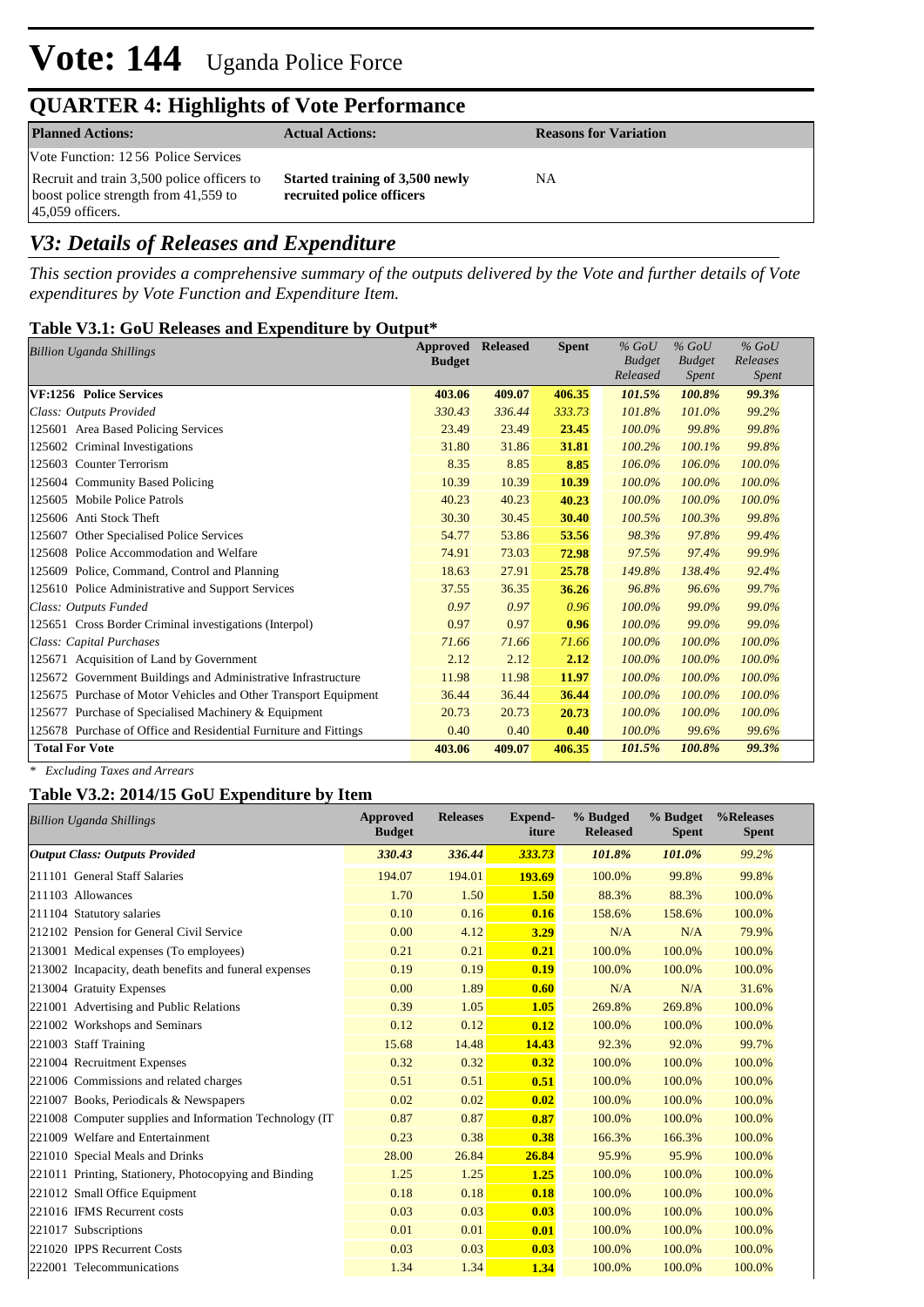# Vote: 144 Uganda Police Force

## QUARTER 4: Highlights of Vote Performance

| Planned Actions: | Actual Actions: | Reasons for Variation |
|---|---|---|
| Vote Function: 12 56 Police Services | | |
| Recruit and train 3,500 police officers to boost police strength from 41,559 to 45,059 officers. | **Started training of 3,500 newly recruited police officers** | NA |

## *V3: Details of Releases and Expenditure*

*This section provides a comprehensive summary of the outputs delivered by the Vote and further details of Vote expenditures by Vote Function and Expenditure Item.*

### Table V3.1: GoU Releases and Expenditure by Output*

| *Billion Uganda Shillings* | Approved Budget | Released | Spent | *% GoU Budget Released* | *% GoU Budget Spent* | *% GoU Releases Spent* |
|---|---|---|---|---|---|---|
| **VF:1256 Police Services** | **403.06** | **409.07** | **406.35** | ***101.5%*** | ***100.8%*** | ***99.3%*** |
| *Class: Outputs Provided* | *330.43* | *336.44* | *333.73* | *101.8%* | *101.0%* | *99.2%* |
| 125601 Area Based Policing Services | 23.49 | 23.49 | **23.45** | *100.0%* | *99.8%* | *99.8%* |
| 125602 Criminal Investigations | 31.80 | 31.86 | **31.81** | *100.2%* | *100.1%* | *99.8%* |
| 125603 Counter Terrorism | 8.35 | 8.85 | **8.85** | *106.0%* | *106.0%* | *100.0%* |
| 125604 Community Based Policing | 10.39 | 10.39 | **10.39** | *100.0%* | *100.0%* | *100.0%* |
| 125605 Mobile Police Patrols | 40.23 | 40.23 | **40.23** | *100.0%* | *100.0%* | *100.0%* |
| 125606 Anti Stock Theft | 30.30 | 30.45 | **30.40** | *100.5%* | *100.3%* | *99.8%* |
| 125607 Other Specialised Police Services | 54.77 | 53.86 | **53.56** | *98.3%* | *97.8%* | *99.4%* |
| 125608 Police Accommodation and Welfare | 74.91 | 73.03 | **72.98** | *97.5%* | *97.4%* | *99.9%* |
| 125609 Police, Command, Control and Planning | 18.63 | 27.91 | **25.78** | *149.8%* | *138.4%* | *92.4%* |
| 125610 Police Administrative and Support Services | 37.55 | 36.35 | **36.26** | *96.8%* | *96.6%* | *99.7%* |
| *Class: Outputs Funded* | *0.97* | *0.97* | *0.96* | *100.0%* | *99.0%* | *99.0%* |
| 125651 Cross Border Criminal investigations (Interpol) | 0.97 | 0.97 | **0.96** | *100.0%* | *99.0%* | *99.0%* |
| *Class: Capital Purchases* | *71.66* | *71.66* | *71.66* | *100.0%* | *100.0%* | *100.0%* |
| 125671 Acquisition of Land by Government | 2.12 | 2.12 | **2.12** | *100.0%* | *100.0%* | *100.0%* |
| 125672 Government Buildings and Administrative Infrastructure | 11.98 | 11.98 | **11.97** | *100.0%* | *100.0%* | *100.0%* |
| 125675 Purchase of Motor Vehicles and Other Transport Equipment | 36.44 | 36.44 | **36.44** | *100.0%* | *100.0%* | *100.0%* |
| 125677 Purchase of Specialised Machinery & Equipment | 20.73 | 20.73 | **20.73** | *100.0%* | *100.0%* | *100.0%* |
| 125678 Purchase of Office and Residential Furniture and Fittings | 0.40 | 0.40 | **0.40** | *100.0%* | *99.6%* | *99.6%* |
| **Total For Vote** | **403.06** | **409.07** | **406.35** | ***101.5%*** | ***100.8%*** | ***99.3%*** |

*\* Excluding Taxes and Arrears*

### Table V3.2: 2014/15 GoU Expenditure by Item

| *Billion Uganda Shillings* | Approved Budget | Releases | Expend-iture | % Budged Released | % Budget Spent | %Releases Spent |
|---|---|---|---|---|---|---|
| ***Output Class: Outputs Provided*** | ***330.43*** | ***336.44*** | ***333.73*** | ***101.8%*** | ***101.0%*** | *99.2%* |
| 211101 General Staff Salaries | 194.07 | 194.01 | **193.69** | 100.0% | 99.8% | 99.8% |
| 211103 Allowances | 1.70 | 1.50 | **1.50** | 88.3% | 88.3% | 100.0% |
| 211104 Statutory salaries | 0.10 | 0.16 | **0.16** | 158.6% | 158.6% | 100.0% |
| 212102 Pension for General Civil Service | 0.00 | 4.12 | **3.29** | N/A | N/A | 79.9% |
| 213001 Medical expenses (To employees) | 0.21 | 0.21 | **0.21** | 100.0% | 100.0% | 100.0% |
| 213002 Incapacity, death benefits and funeral expenses | 0.19 | 0.19 | **0.19** | 100.0% | 100.0% | 100.0% |
| 213004 Gratuity Expenses | 0.00 | 1.89 | **0.60** | N/A | N/A | 31.6% |
| 221001 Advertising and Public Relations | 0.39 | 1.05 | **1.05** | 269.8% | 269.8% | 100.0% |
| 221002 Workshops and Seminars | 0.12 | 0.12 | **0.12** | 100.0% | 100.0% | 100.0% |
| 221003 Staff Training | 15.68 | 14.48 | **14.43** | 92.3% | 92.0% | 99.7% |
| 221004 Recruitment Expenses | 0.32 | 0.32 | **0.32** | 100.0% | 100.0% | 100.0% |
| 221006 Commissions and related charges | 0.51 | 0.51 | **0.51** | 100.0% | 100.0% | 100.0% |
| 221007 Books, Periodicals & Newspapers | 0.02 | 0.02 | **0.02** | 100.0% | 100.0% | 100.0% |
| 221008 Computer supplies and Information Technology (IT | 0.87 | 0.87 | **0.87** | 100.0% | 100.0% | 100.0% |
| 221009 Welfare and Entertainment | 0.23 | 0.38 | **0.38** | 166.3% | 166.3% | 100.0% |
| 221010 Special Meals and Drinks | 28.00 | 26.84 | **26.84** | 95.9% | 95.9% | 100.0% |
| 221011 Printing, Stationery, Photocopying and Binding | 1.25 | 1.25 | **1.25** | 100.0% | 100.0% | 100.0% |
| 221012 Small Office Equipment | 0.18 | 0.18 | **0.18** | 100.0% | 100.0% | 100.0% |
| 221016 IFMS Recurrent costs | 0.03 | 0.03 | **0.03** | 100.0% | 100.0% | 100.0% |
| 221017 Subscriptions | 0.01 | 0.01 | **0.01** | 100.0% | 100.0% | 100.0% |
| 221020 IPPS Recurrent Costs | 0.03 | 0.03 | **0.03** | 100.0% | 100.0% | 100.0% |
| 222001 Telecommunications | 1.34 | 1.34 | **1.34** | 100.0% | 100.0% | 100.0% |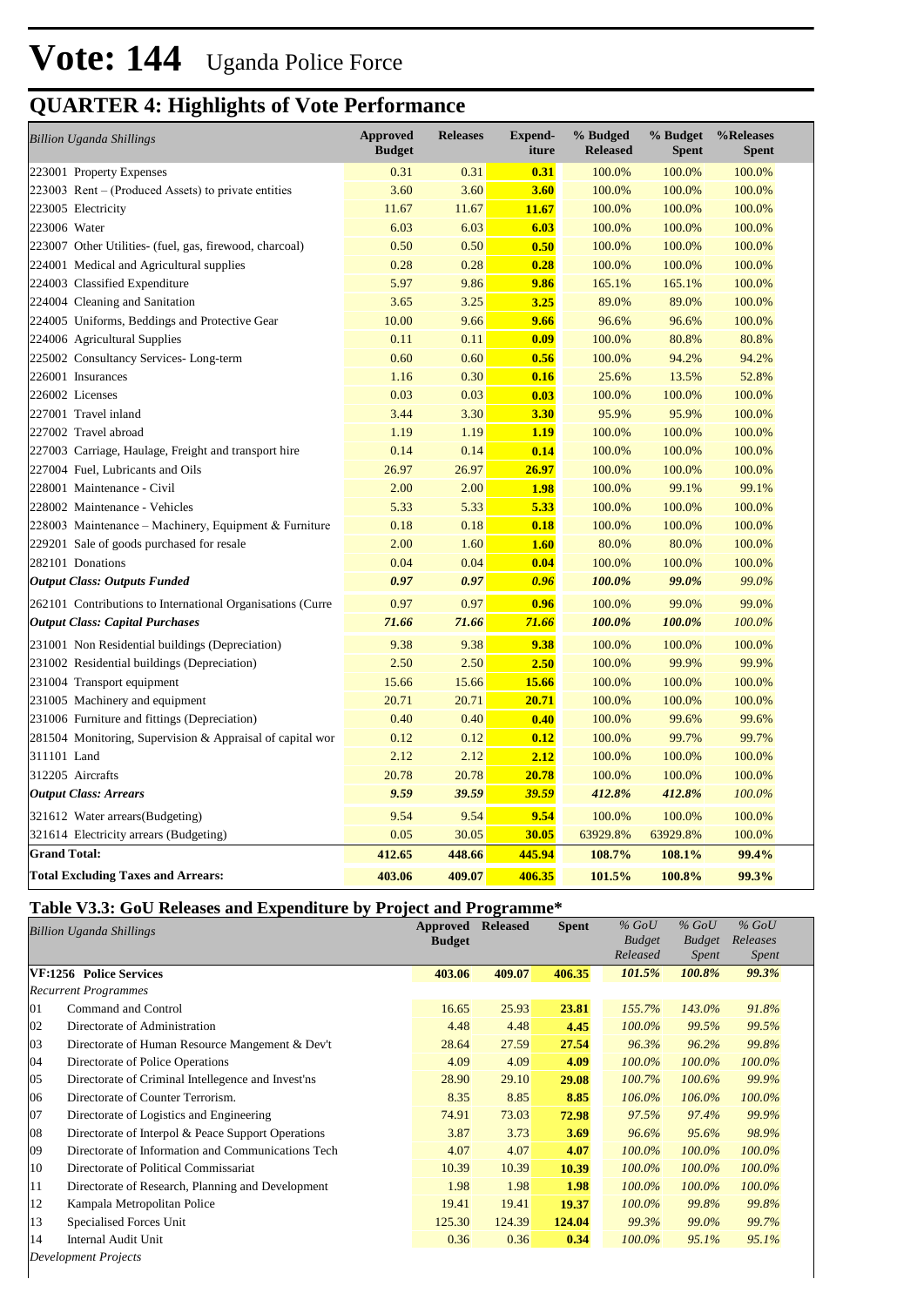# Vote: 144 Uganda Police Force

## QUARTER 4: Highlights of Vote Performance

| *Billion Uganda Shillings* | Approved Budget | Releases | Expend-iture | % Budged Released | % Budget Spent | %Releases Spent |
|---|---|---|---|---|---|---|
| 223001 Property Expenses | 0.31 | 0.31 | **0.31** | 100.0% | 100.0% | 100.0% |
| 223003 Rent – (Produced Assets) to private entities | 3.60 | 3.60 | **3.60** | 100.0% | 100.0% | 100.0% |
| 223005 Electricity | 11.67 | 11.67 | **11.67** | 100.0% | 100.0% | 100.0% |
| 223006 Water | 6.03 | 6.03 | **6.03** | 100.0% | 100.0% | 100.0% |
| 223007 Other Utilities- (fuel, gas, firewood, charcoal) | 0.50 | 0.50 | **0.50** | 100.0% | 100.0% | 100.0% |
| 224001 Medical and Agricultural supplies | 0.28 | 0.28 | **0.28** | 100.0% | 100.0% | 100.0% |
| 224003 Classified Expenditure | 5.97 | 9.86 | **9.86** | 165.1% | 165.1% | 100.0% |
| 224004 Cleaning and Sanitation | 3.65 | 3.25 | **3.25** | 89.0% | 89.0% | 100.0% |
| 224005 Uniforms, Beddings and Protective Gear | 10.00 | 9.66 | **9.66** | 96.6% | 96.6% | 100.0% |
| 224006 Agricultural Supplies | 0.11 | 0.11 | **0.09** | 100.0% | 80.8% | 80.8% |
| 225002 Consultancy Services- Long-term | 0.60 | 0.60 | **0.56** | 100.0% | 94.2% | 94.2% |
| 226001 Insurances | 1.16 | 0.30 | **0.16** | 25.6% | 13.5% | 52.8% |
| 226002 Licenses | 0.03 | 0.03 | **0.03** | 100.0% | 100.0% | 100.0% |
| 227001 Travel inland | 3.44 | 3.30 | **3.30** | 95.9% | 95.9% | 100.0% |
| 227002 Travel abroad | 1.19 | 1.19 | **1.19** | 100.0% | 100.0% | 100.0% |
| 227003 Carriage, Haulage, Freight and transport hire | 0.14 | 0.14 | **0.14** | 100.0% | 100.0% | 100.0% |
| 227004 Fuel, Lubricants and Oils | 26.97 | 26.97 | **26.97** | 100.0% | 100.0% | 100.0% |
| 228001 Maintenance - Civil | 2.00 | 2.00 | **1.98** | 100.0% | 99.1% | 99.1% |
| 228002 Maintenance - Vehicles | 5.33 | 5.33 | **5.33** | 100.0% | 100.0% | 100.0% |
| 228003 Maintenance – Machinery, Equipment & Furniture | 0.18 | 0.18 | **0.18** | 100.0% | 100.0% | 100.0% |
| 229201 Sale of goods purchased for resale | 2.00 | 1.60 | **1.60** | 80.0% | 80.0% | 100.0% |
| 282101 Donations | 0.04 | 0.04 | **0.04** | 100.0% | 100.0% | 100.0% |
| ***Output Class: Outputs Funded*** | ***0.97*** | ***0.97*** | ***0.96*** | ***100.0%*** | ***99.0%*** | *99.0%* |
| 262101 Contributions to International Organisations (Curre | 0.97 | 0.97 | **0.96** | 100.0% | 99.0% | 99.0% |
| ***Output Class: Capital Purchases*** | ***71.66*** | ***71.66*** | ***71.66*** | ***100.0%*** | ***100.0%*** | *100.0%* |
| 231001 Non Residential buildings (Depreciation) | 9.38 | 9.38 | **9.38** | 100.0% | 100.0% | 100.0% |
| 231002 Residential buildings (Depreciation) | 2.50 | 2.50 | **2.50** | 100.0% | 99.9% | 99.9% |
| 231004 Transport equipment | 15.66 | 15.66 | **15.66** | 100.0% | 100.0% | 100.0% |
| 231005 Machinery and equipment | 20.71 | 20.71 | **20.71** | 100.0% | 100.0% | 100.0% |
| 231006 Furniture and fittings (Depreciation) | 0.40 | 0.40 | **0.40** | 100.0% | 99.6% | 99.6% |
| 281504 Monitoring, Supervision & Appraisal of capital wor | 0.12 | 0.12 | **0.12** | 100.0% | 99.7% | 99.7% |
| 311101 Land | 2.12 | 2.12 | **2.12** | 100.0% | 100.0% | 100.0% |
| 312205 Aircrafts | 20.78 | 20.78 | **20.78** | 100.0% | 100.0% | 100.0% |
| ***Output Class: Arrears*** | ***9.59*** | ***39.59*** | ***39.59*** | ***412.8%*** | ***412.8%*** | *100.0%* |
| 321612 Water arrears(Budgeting) | 9.54 | 9.54 | **9.54** | 100.0% | 100.0% | 100.0% |
| 321614 Electricity arrears (Budgeting) | 0.05 | 30.05 | **30.05** | 63929.8% | 63929.8% | 100.0% |
| **Grand Total:** | **412.65** | **448.66** | **445.94** | **108.7%** | **108.1%** | **99.4%** |
| **Total Excluding Taxes and Arrears:** | **403.06** | **409.07** | **406.35** | **101.5%** | **100.8%** | **99.3%** |

### Table V3.3: GoU Releases and Expenditure by Project and Programme*

| *Billion Uganda Shillings* | | Approved Budget | Released | Spent | *% GoU Budget Released* | *% GoU Budget Spent* | *% GoU Releases Spent* |
|---|---|---|---|---|---|---|---|
| **VF:1256 Police Services** | | **403.06** | **409.07** | **406.35** | ***101.5%*** | ***100.8%*** | ***99.3%*** |
| *Recurrent Programmes* | | | | | | | |
| 01 | Command and Control | 16.65 | 25.93 | **23.81** | *155.7%* | *143.0%* | *91.8%* |
| 02 | Directorate of Administration | 4.48 | 4.48 | **4.45** | *100.0%* | *99.5%* | *99.5%* |
| 03 | Directorate of Human Resource Mangement & Dev't | 28.64 | 27.59 | **27.54** | *96.3%* | *96.2%* | *99.8%* |
| 04 | Directorate of Police Operations | 4.09 | 4.09 | **4.09** | *100.0%* | *100.0%* | *100.0%* |
| 05 | Directorate of Criminal Intellegence and Invest'ns | 28.90 | 29.10 | **29.08** | *100.7%* | *100.6%* | *99.9%* |
| 06 | Directorate of Counter Terrorism. | 8.35 | 8.85 | **8.85** | *106.0%* | *106.0%* | *100.0%* |
| 07 | Directorate of Logistics and Engineering | 74.91 | 73.03 | **72.98** | *97.5%* | *97.4%* | *99.9%* |
| 08 | Directorate of Interpol & Peace Support Operations | 3.87 | 3.73 | **3.69** | *96.6%* | *95.6%* | *98.9%* |
| 09 | Directorate of Information and Communications Tech | 4.07 | 4.07 | **4.07** | *100.0%* | *100.0%* | *100.0%* |
| 10 | Directorate of Political Commissariat | 10.39 | 10.39 | **10.39** | *100.0%* | *100.0%* | *100.0%* |
| 11 | Directorate of Research, Planning and Development | 1.98 | 1.98 | **1.98** | *100.0%* | *100.0%* | *100.0%* |
| 12 | Kampala Metropolitan Police | 19.41 | 19.41 | **19.37** | *100.0%* | *99.8%* | *99.8%* |
| 13 | Specialised Forces Unit | 125.30 | 124.39 | **124.04** | *99.3%* | *99.0%* | *99.7%* |
| 14 | Internal Audit Unit | 0.36 | 0.36 | **0.34** | *100.0%* | *95.1%* | *95.1%* |
| *Development Projects* | | | | | | | |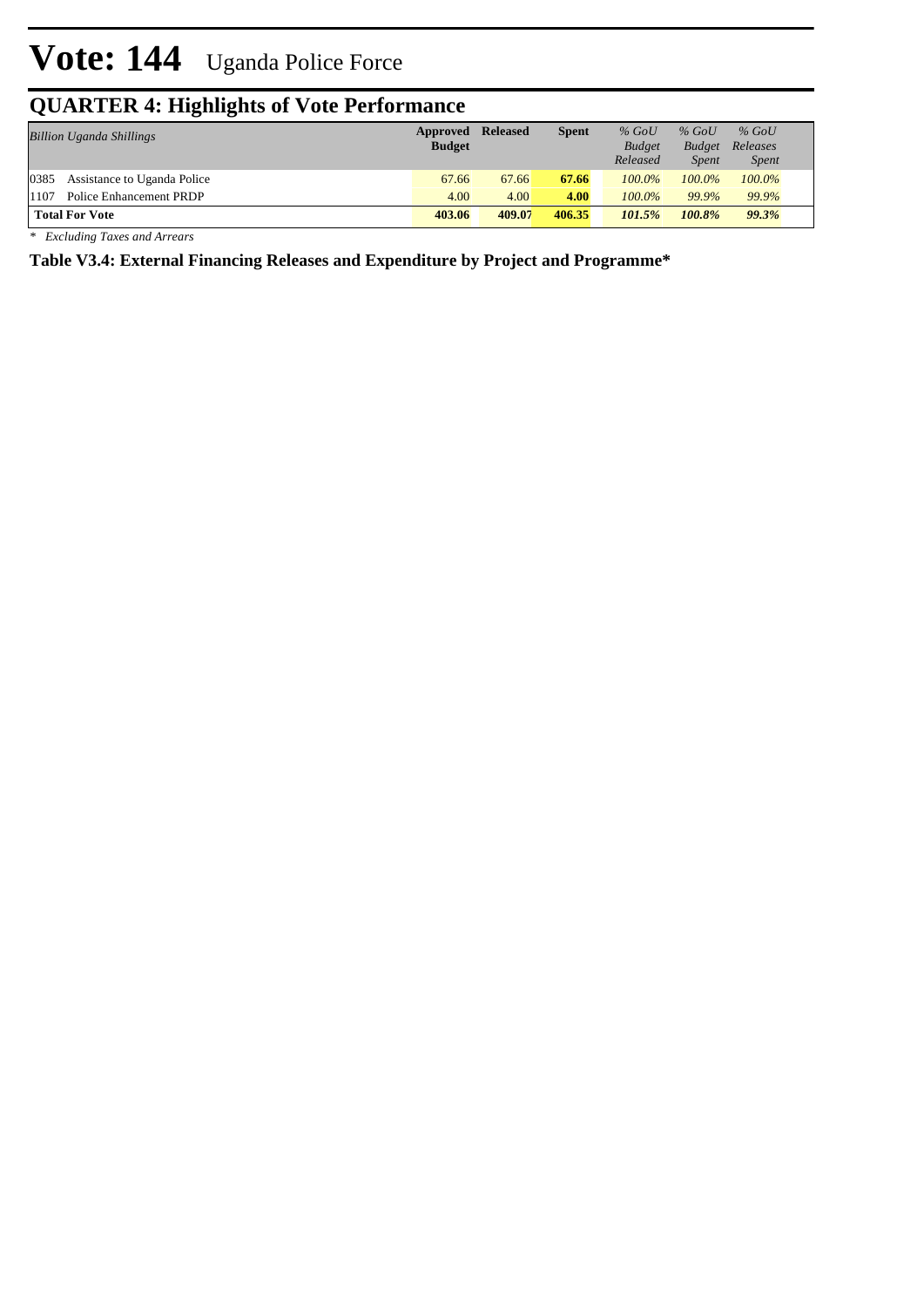# Vote: 144 Uganda Police Force

## QUARTER 4: Highlights of Vote Performance

| *Billion Uganda Shillings* | Approved Budget | Released | Spent | *% GoU Budget Released* | *% GoU Budget Spent* | *% GoU Releases Spent* |
|---|---|---|---|---|---|---|
| 0385 Assistance to Uganda Police | 67.66 | 67.66 | **67.66** | *100.0%* | *100.0%* | *100.0%* |
| 1107 Police Enhancement PRDP | 4.00 | 4.00 | **4.00** | *100.0%* | *99.9%* | *99.9%* |
| **Total For Vote** | **403.06** | **409.07** | **406.35** | ***101.5%*** | ***100.8%*** | ***99.3%*** |

*\* Excluding Taxes and Arrears*

**Table V3.4: External Financing Releases and Expenditure by Project and Programme\***